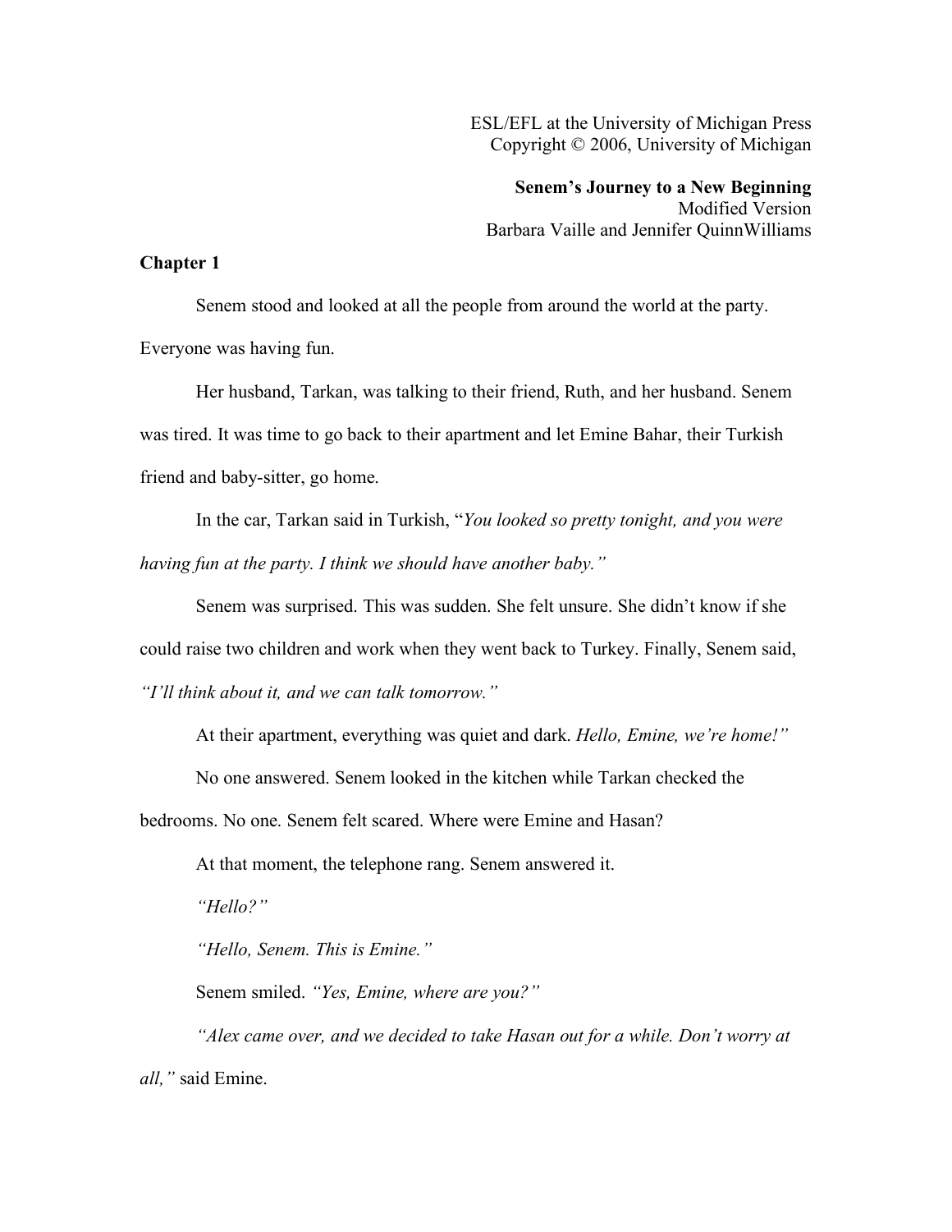ESL/EFL at the University of Michigan Press
Copyright © 2006, University of Michigan

**Senem's Journey to a New Beginning**
Modified Version
Barbara Vaille and Jennifer QuinnWilliams

## Chapter 1

Senem stood and looked at all the people from around the world at the party. Everyone was having fun.

Her husband, Tarkan, was talking to their friend, Ruth, and her husband. Senem was tired. It was time to go back to their apartment and let Emine Bahar, their Turkish friend and baby-sitter, go home.

In the car, Tarkan said in Turkish, "*You looked so pretty tonight, and you were having fun at the party. I think we should have another baby."*

Senem was surprised. This was sudden. She felt unsure. She didn't know if she could raise two children and work when they went back to Turkey. Finally, Senem said, *"I'll think about it, and we can talk tomorrow."*

At their apartment, everything was quiet and dark. *Hello, Emine, we're home!"*

No one answered. Senem looked in the kitchen while Tarkan checked the bedrooms. No one. Senem felt scared. Where were Emine and Hasan?

At that moment, the telephone rang. Senem answered it.

*"Hello?"*

*"Hello, Senem. This is Emine."*

Senem smiled. *"Yes, Emine, where are you?"*

*"Alex came over, and we decided to take Hasan out for a while. Don't worry at all,"* said Emine.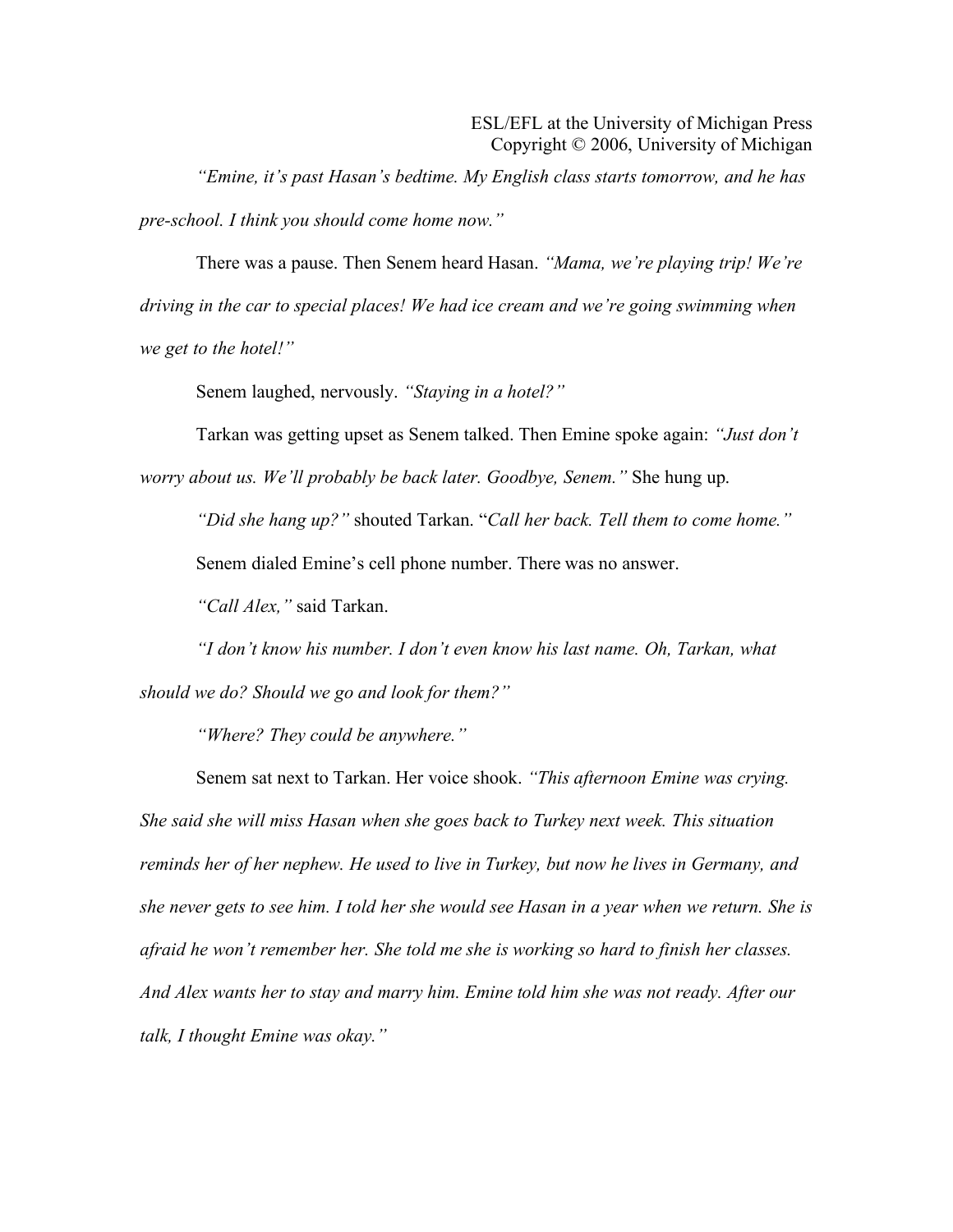*"Emine, it's past Hasan's bedtime. My English class starts tomorrow, and he has pre-school. I think you should come home now."*

There was a pause. Then Senem heard Hasan. *"Mama, we're playing trip! We're driving in the car to special places! We had ice cream and we're going swimming when we get to the hotel!"*

Senem laughed, nervously. *"Staying in a hotel?"*

Tarkan was getting upset as Senem talked. Then Emine spoke again: *"Just don't worry about us. We'll probably be back later. Goodbye, Senem."* She hung up.

*"Did she hang up?"* shouted Tarkan. "*Call her back. Tell them to come home."*

Senem dialed Emine's cell phone number. There was no answer.

*"Call Alex,"* said Tarkan.

*"I don't know his number. I don't even know his last name. Oh, Tarkan, what should we do? Should we go and look for them?"*

*"Where? They could be anywhere."*

Senem sat next to Tarkan. Her voice shook. *"This afternoon Emine was crying. She said she will miss Hasan when she goes back to Turkey next week. This situation reminds her of her nephew. He used to live in Turkey, but now he lives in Germany, and she never gets to see him. I told her she would see Hasan in a year when we return. She is afraid he won't remember her. She told me she is working so hard to finish her classes. And Alex wants her to stay and marry him. Emine told him she was not ready. After our talk, I thought Emine was okay."*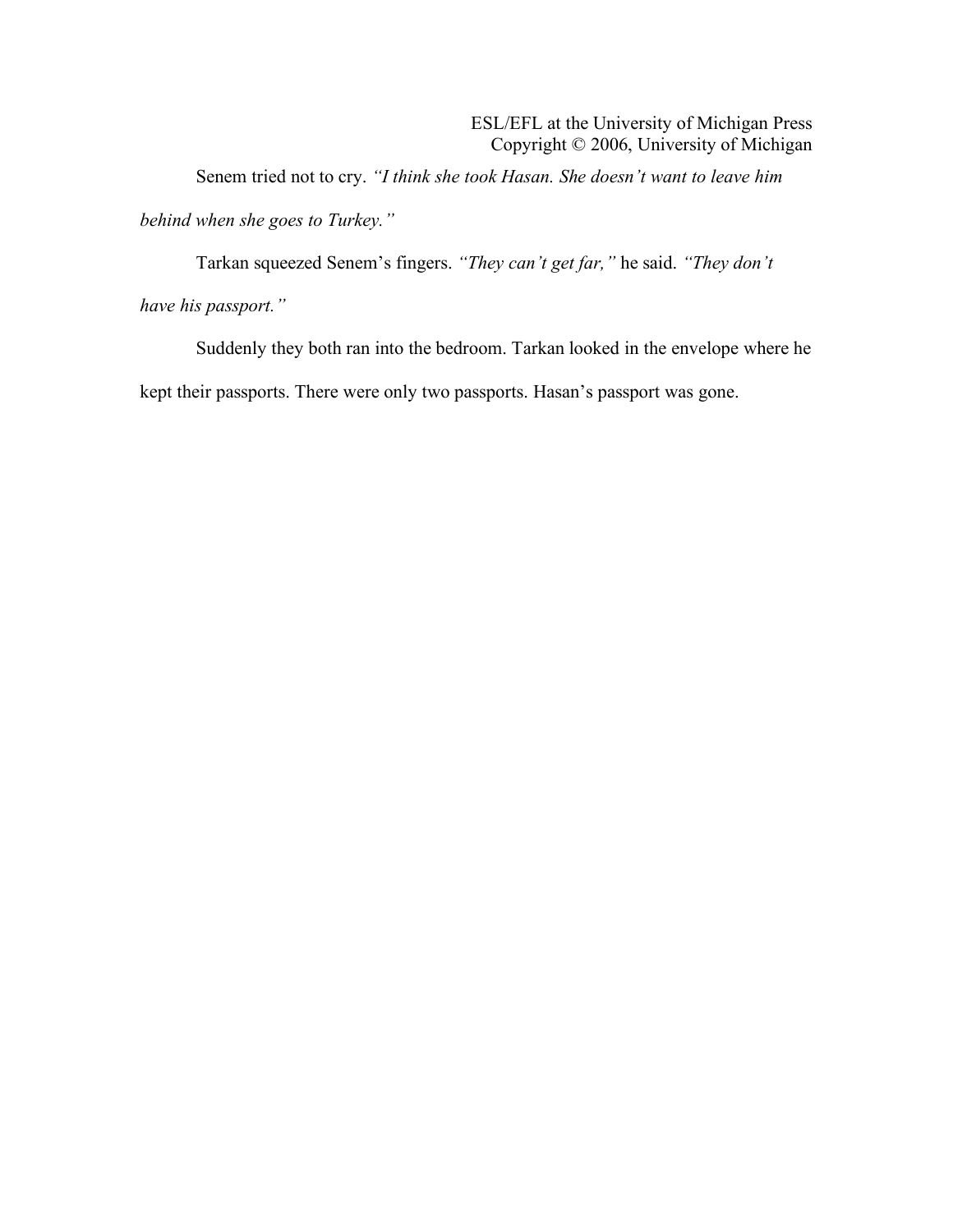Senem tried not to cry. *"I think she took Hasan. She doesn't want to leave him behind when she goes to Turkey."*

Tarkan squeezed Senem's fingers. *"They can't get far,"* he said. *"They don't have his passport."*

Suddenly they both ran into the bedroom. Tarkan looked in the envelope where he kept their passports. There were only two passports. Hasan's passport was gone.